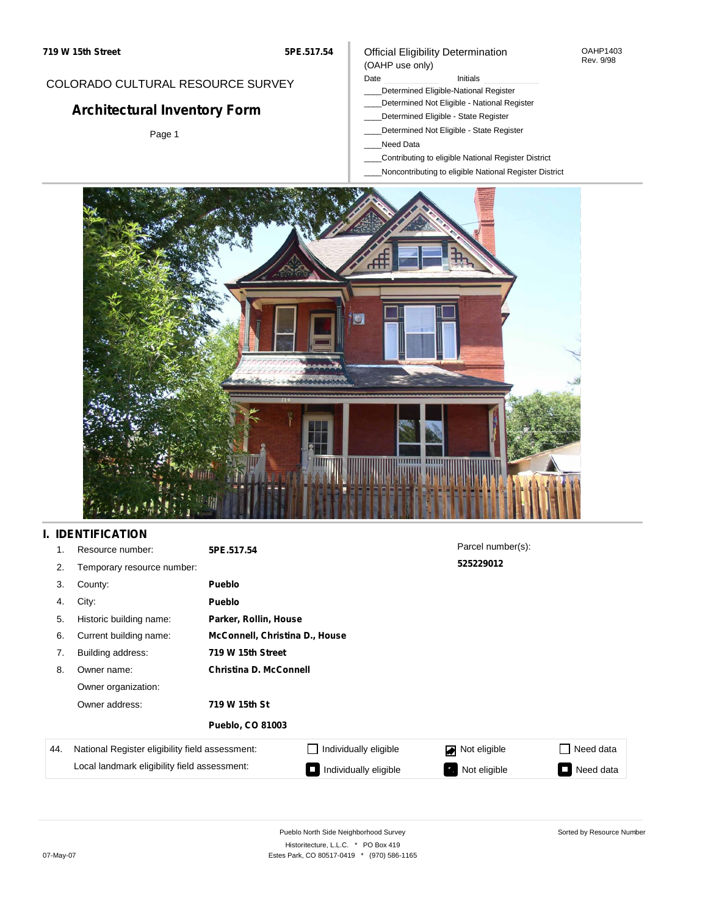**719 W 15th Street** **5PE.517.54**

COLORADO CULTURAL RESOURCE SURVEY

## Architectural Inventory Form

Official Eligibility Determination (OAHP use only)

OAHP1403 Rev. 9/98

Date ______ Initials ______

____Determined Eligible-National Register
____Determined Not Eligible - National Register
____Determined Eligible - State Register
____Determined Not Eligible - State Register
____Need Data
____Contributing to eligible National Register District
____Noncontributing to eligible National Register District

## I. IDENTIFICATION

1. Resource number: **5PE.517.54**
2. Temporary resource number:
3. County: **Pueblo**
4. City: **Pueblo**
5. Historic building name: **Parker, Rollin, House**
6. Current building name: **McConnell, Christina D., House**
7. Building address: **719 W 15th Street**
8. Owner name: **Christina D. McConnell**

   Owner organization:

   Owner address: **719 W 15th St**
   **Pueblo, CO 81003**

Parcel number(s): **525229012**

| 44. | National Register eligibility field assessment: | ☐ Individually eligible | ☑ Not eligible | ☐ Need data |
|---|---|---|---|---|
| | Local landmark eligibility field assessment: | ■ Individually eligible | ■ Not eligible | ■ Need data |

Pueblo North Side Neighborhood Survey
Historitecture, L.L.C. * PO Box 419
Estes Park, CO 80517-0419 * (970) 586-1165

Sorted by Resource Number

07-May-07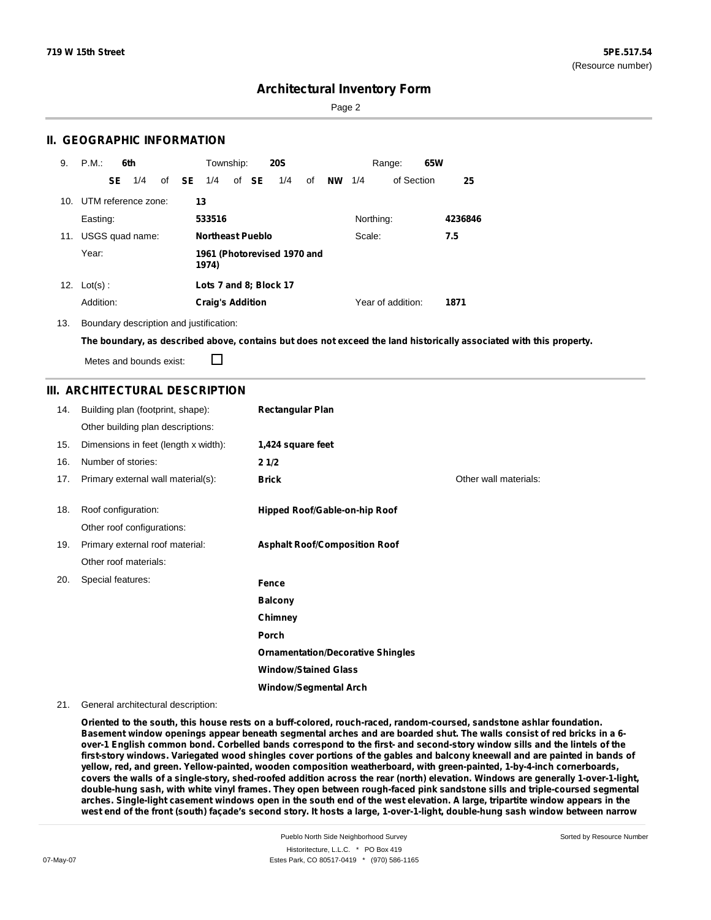## II. GEOGRAPHIC INFORMATION

9. P.M.: **6th** Township: **20S** Range: **65W**
   **SE** 1/4 of **SE** 1/4 of **SE** 1/4 of **NW** 1/4 of Section **25**

10. UTM reference zone: **13**
    Easting: **533516** Northing: **4236846**

11. USGS quad name: **Northeast Pueblo** Scale: **7.5**
    Year: **1961 (Photorevised 1970 and 1974)**

12. Lot(s): **Lots 7 and 8; Block 17**
    Addition: **Craig's Addition** Year of addition: **1871**

13. Boundary description and justification:
    **The boundary, as described above, contains but does not exceed the land historically associated with this property.**
    Metes and bounds exist: ☐

## III. ARCHITECTURAL DESCRIPTION

14. Building plan (footprint, shape): **Rectangular Plan**
    Other building plan descriptions:
15. Dimensions in feet (length x width): **1,424 square feet**
16. Number of stories: **2 1/2**
17. Primary external wall material(s): **Brick** Other wall materials:
18. Roof configuration: **Hipped Roof/Gable-on-hip Roof**
    Other roof configurations:
19. Primary external roof material: **Asphalt Roof/Composition Roof**
    Other roof materials:
20. Special features:
    **Fence**
    **Balcony**
    **Chimney**
    **Porch**
    **Ornamentation/Decorative Shingles**
    **Window/Stained Glass**
    **Window/Segmental Arch**

21. General architectural description:

**Oriented to the south, this house rests on a buff-colored, rouch-raced, random-coursed, sandstone ashlar foundation. Basement window openings appear beneath segmental arches and are boarded shut. The walls consist of red bricks in a 6-over-1 English common bond. Corbelled bands correspond to the first- and second-story window sills and the lintels of the first-story windows. Variegated wood shingles cover portions of the gables and balcony kneewall and are painted in bands of yellow, red, and green. Yellow-painted, wooden composition weatherboard, with green-painted, 1-by-4-inch cornerboards, covers the walls of a single-story, shed-roofed addition across the rear (north) elevation. Windows are generally 1-over-1-light, double-hung sash, with white vinyl frames. They open between rough-faced pink sandstone sills and triple-coursed segmental arches. Single-light casement windows open in the south end of the west elevation. A large, tripartite window appears in the west end of the front (south) façade's second story. It hosts a large, 1-over-1-light, double-hung sash window between narrow**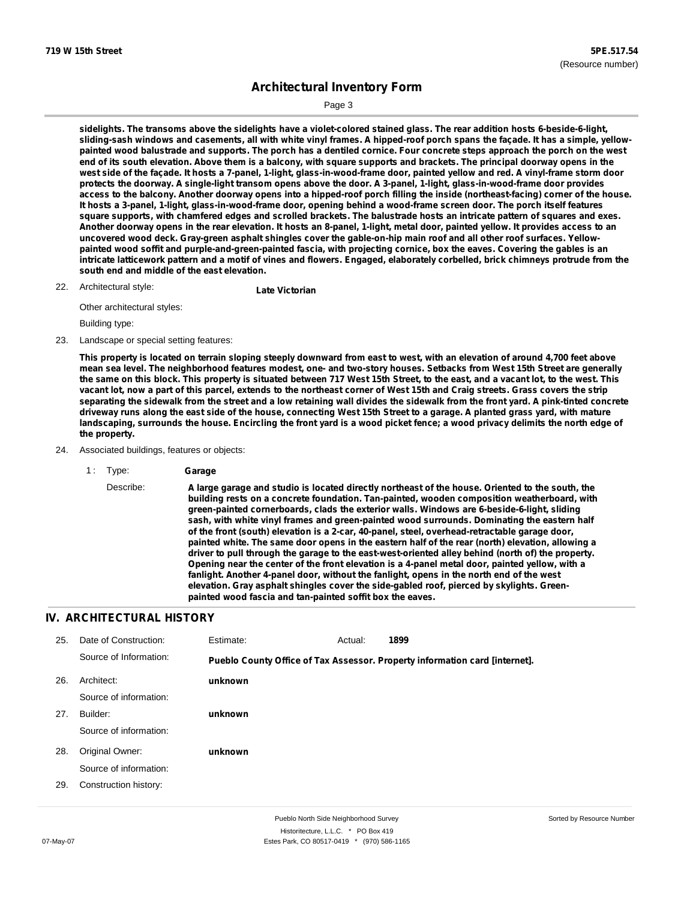sidelights. The transoms above the sidelights have a violet-colored stained glass. The rear addition hosts 6-beside-6-light, sliding-sash windows and casements, all with white vinyl frames. A hipped-roof porch spans the façade. It has a simple, yellow-painted wood balustrade and supports. The porch has a dentiled cornice. Four concrete steps approach the porch on the west end of its south elevation. Above them is a balcony, with square supports and brackets. The principal doorway opens in the west side of the façade. It hosts a 7-panel, 1-light, glass-in-wood-frame door, painted yellow and red. A vinyl-frame storm door protects the doorway. A single-light transom opens above the door. A 3-panel, 1-light, glass-in-wood-frame door provides access to the balcony. Another doorway opens into a hipped-roof porch filling the inside (northeast-facing) corner of the house. It hosts a 3-panel, 1-light, glass-in-wood-frame door, opening behind a wood-frame screen door. The porch itself features square supports, with chamfered edges and scrolled brackets. The balustrade hosts an intricate pattern of squares and exes. Another doorway opens in the rear elevation. It hosts an 8-panel, 1-light, metal door, painted yellow. It provides access to an uncovered wood deck. Gray-green asphalt shingles cover the gable-on-hip main roof and all other roof surfaces. Yellow-painted wood soffit and purple-and-green-painted fascia, with projecting cornice, box the eaves. Covering the gables is an intricate latticework pattern and a motif of vines and flowers. Engaged, elaborately corbelled, brick chimneys protrude from the south end and middle of the east elevation.

22. Architectural style: **Late Victorian**

Other architectural styles:

Building type:

23. Landscape or special setting features:

**This property is located on terrain sloping steeply downward from east to west, with an elevation of around 4,700 feet above mean sea level. The neighborhood features modest, one- and two-story houses. Setbacks from West 15th Street are generally the same on this block. This property is situated between 717 West 15th Street, to the east, and a vacant lot, to the west. This vacant lot, now a part of this parcel, extends to the northeast corner of West 15th and Craig streets. Grass covers the strip separating the sidewalk from the street and a low retaining wall divides the sidewalk from the front yard. A pink-tinted concrete driveway runs along the east side of the house, connecting West 15th Street to a garage. A planted grass yard, with mature landscaping, surrounds the house. Encircling the front yard is a wood picket fence; a wood privacy delimits the north edge of the property.**

24. Associated buildings, features or objects:

1 : Type: **Garage**

Describe: **A large garage and studio is located directly northeast of the house. Oriented to the south, the building rests on a concrete foundation. Tan-painted, wooden composition weatherboard, with green-painted cornerboards, clads the exterior walls. Windows are 6-beside-6-light, sliding sash, with white vinyl frames and green-painted wood surrounds. Dominating the eastern half of the front (south) elevation is a 2-car, 40-panel, steel, overhead-retractable garage door, painted white. The same door opens in the eastern half of the rear (north) elevation, allowing a driver to pull through the garage to the east-west-oriented alley behind (north of) the property. Opening near the center of the front elevation is a 4-panel metal door, painted yellow, with a fanlight. Another 4-panel door, without the fanlight, opens in the north end of the west elevation. Gray asphalt shingles cover the side-gabled roof, pierced by skylights. Green-painted wood fascia and tan-painted soffit box the eaves.**

## IV. ARCHITECTURAL HISTORY

25. Date of Construction: Estimate: Actual: **1899**

Source of Information: **Pueblo County Office of Tax Assessor. Property information card [internet].**

26. Architect: **unknown**

Source of information:

27. Builder: **unknown**

Source of information:

28. Original Owner: **unknown**

Source of information:

29. Construction history: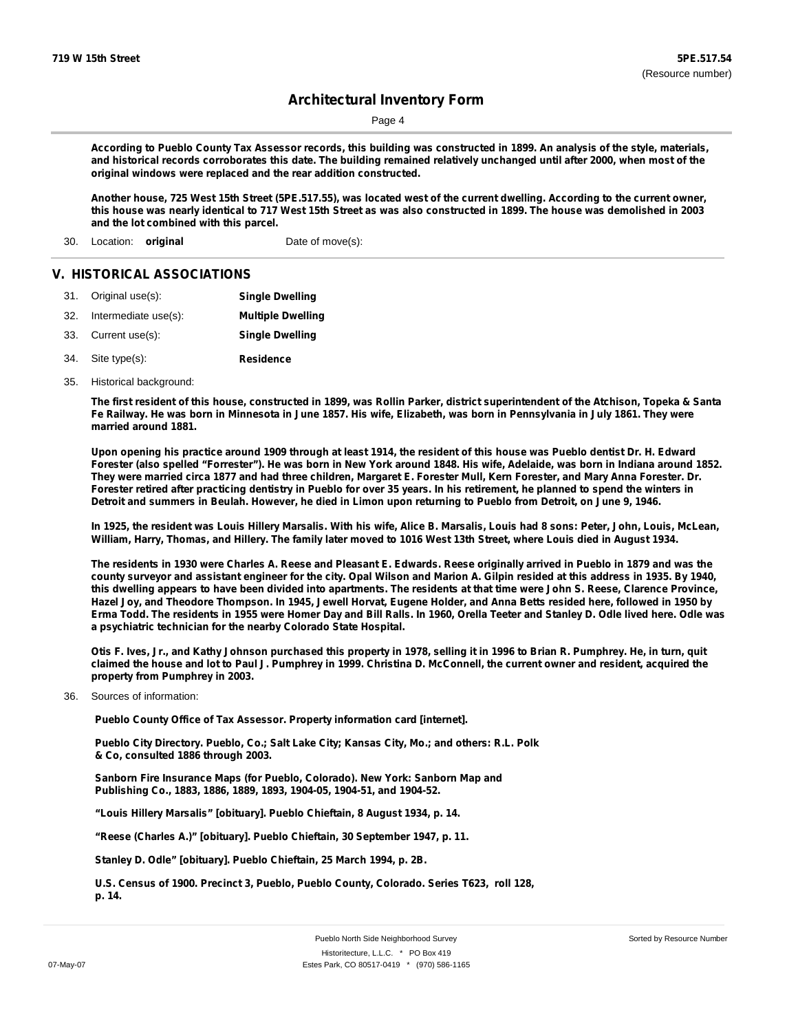According to Pueblo County Tax Assessor records, this building was constructed in 1899. An analysis of the style, materials, and historical records corroborates this date. The building remained relatively unchanged until after 2000, when most of the original windows were replaced and the rear addition constructed.

Another house, 725 West 15th Street (5PE.517.55), was located west of the current dwelling. According to the current owner, this house was nearly identical to 717 West 15th Street as was also constructed in 1899. The house was demolished in 2003 and the lot combined with this parcel.

30. Location: **original** Date of move(s):

## V. HISTORICAL ASSOCIATIONS

31. Original use(s): **Single Dwelling**
32. Intermediate use(s): **Multiple Dwelling**
33. Current use(s): **Single Dwelling**
34. Site type(s): **Residence**
35. Historical background:

The first resident of this house, constructed in 1899, was Rollin Parker, district superintendent of the Atchison, Topeka & Santa Fe Railway. He was born in Minnesota in June 1857. His wife, Elizabeth, was born in Pennsylvania in July 1861. They were married around 1881.

Upon opening his practice around 1909 through at least 1914, the resident of this house was Pueblo dentist Dr. H. Edward Forester (also spelled "Forrester"). He was born in New York around 1848. His wife, Adelaide, was born in Indiana around 1852. They were married circa 1877 and had three children, Margaret E. Forester Mull, Kern Forester, and Mary Anna Forester. Dr. Forester retired after practicing dentistry in Pueblo for over 35 years. In his retirement, he planned to spend the winters in Detroit and summers in Beulah. However, he died in Limon upon returning to Pueblo from Detroit, on June 9, 1946.

In 1925, the resident was Louis Hillery Marsalis. With his wife, Alice B. Marsalis, Louis had 8 sons: Peter, John, Louis, McLean, William, Harry, Thomas, and Hillery. The family later moved to 1016 West 13th Street, where Louis died in August 1934.

The residents in 1930 were Charles A. Reese and Pleasant E. Edwards. Reese originally arrived in Pueblo in 1879 and was the county surveyor and assistant engineer for the city. Opal Wilson and Marion A. Gilpin resided at this address in 1935. By 1940, this dwelling appears to have been divided into apartments. The residents at that time were John S. Reese, Clarence Province, Hazel Joy, and Theodore Thompson. In 1945, Jewell Horvat, Eugene Holder, and Anna Betts resided here, followed in 1950 by Erma Todd. The residents in 1955 were Homer Day and Bill Ralls. In 1960, Orella Teeter and Stanley D. Odle lived here. Odle was a psychiatric technician for the nearby Colorado State Hospital.

Otis F. Ives, Jr., and Kathy Johnson purchased this property in 1978, selling it in 1996 to Brian R. Pumphrey. He, in turn, quit claimed the house and lot to Paul J. Pumphrey in 1999. Christina D. McConnell, the current owner and resident, acquired the property from Pumphrey in 2003.

36. Sources of information:

Pueblo County Office of Tax Assessor. Property information card [internet].

Pueblo City Directory. Pueblo, Co.; Salt Lake City; Kansas City, Mo.; and others: R.L. Polk & Co, consulted 1886 through 2003.

Sanborn Fire Insurance Maps (for Pueblo, Colorado). New York: Sanborn Map and Publishing Co., 1883, 1886, 1889, 1893, 1904-05, 1904-51, and 1904-52.

"Louis Hillery Marsalis" [obituary]. Pueblo Chieftain, 8 August 1934, p. 14.

"Reese (Charles A.)" [obituary]. Pueblo Chieftain, 30 September 1947, p. 11.

Stanley D. Odle" [obituary]. Pueblo Chieftain, 25 March 1994, p. 2B.

U.S. Census of 1900. Precinct 3, Pueblo, Pueblo County, Colorado. Series T623, roll 128, p. 14.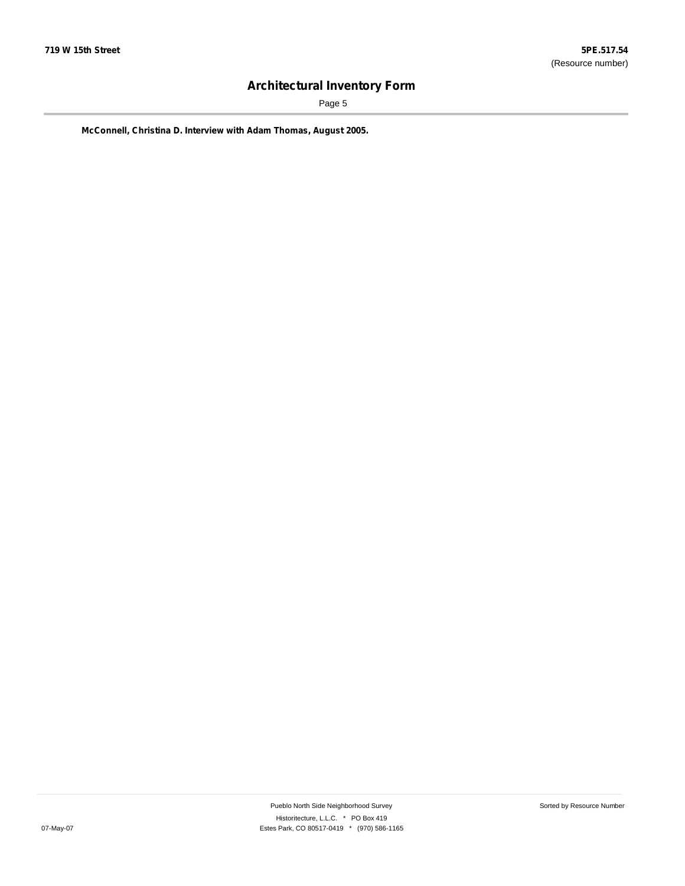**McConnell, Christina D. Interview with Adam Thomas, August 2005.**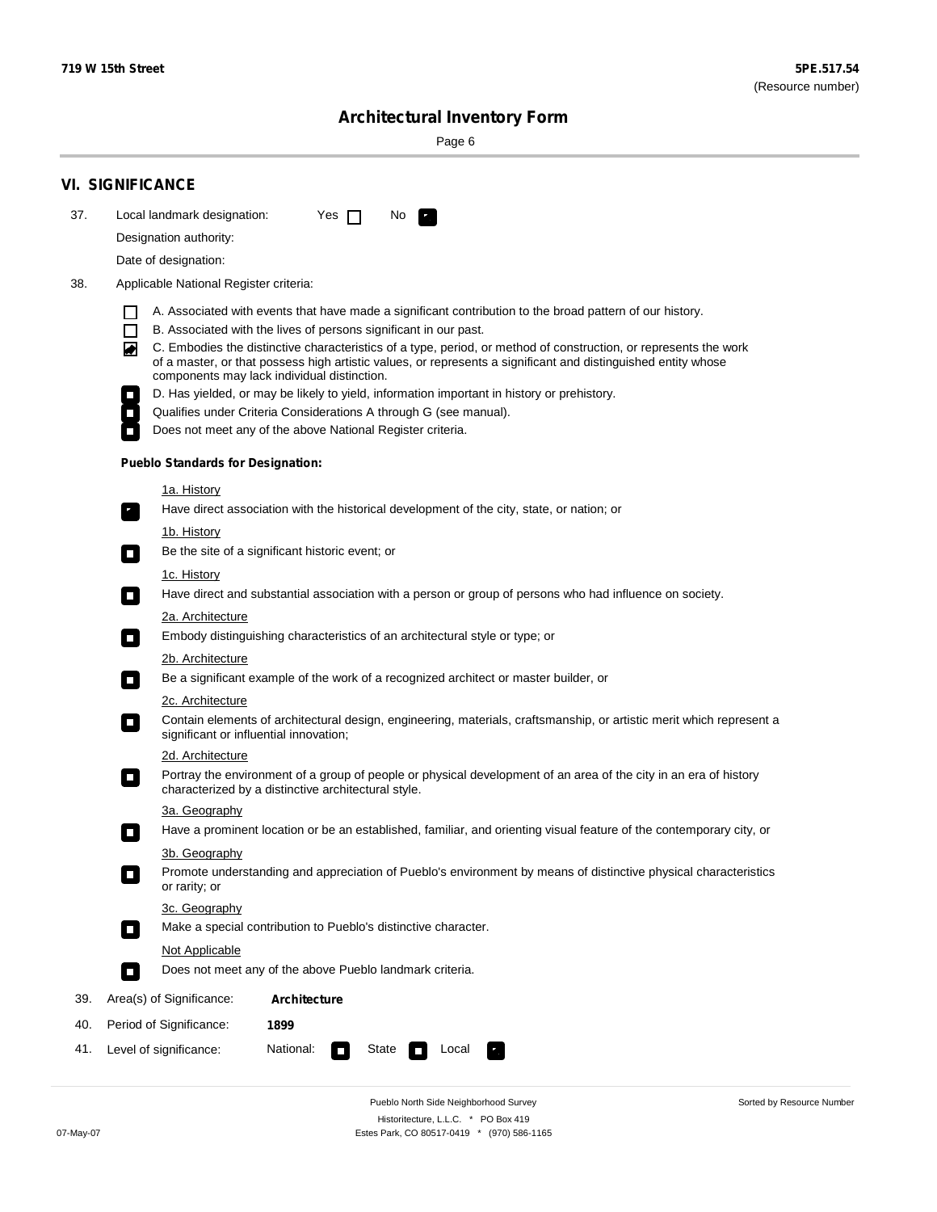## VI. SIGNIFICANCE

37. Local landmark designation: Yes ☐ No ☑

Designation authority:

Date of designation:

38. Applicable National Register criteria:

☐ A. Associated with events that have made a significant contribution to the broad pattern of our history.

☐ B. Associated with the lives of persons significant in our past.

☑ C. Embodies the distinctive characteristics of a type, period, or method of construction, or represents the work of a master, or that possess high artistic values, or represents a significant and distinguished entity whose components may lack individual distinction.

☐ D. Has yielded, or may be likely to yield, information important in history or prehistory.

☐ Qualifies under Criteria Considerations A through G (see manual).

☐ Does not meet any of the above National Register criteria.

**Pueblo Standards for Designation:**

1a. History

☑ Have direct association with the historical development of the city, state, or nation; or

1b. History

☐ Be the site of a significant historic event; or

1c. History

☐ Have direct and substantial association with a person or group of persons who had influence on society.

2a. Architecture

☐ Embody distinguishing characteristics of an architectural style or type; or

2b. Architecture

☐ Be a significant example of the work of a recognized architect or master builder, or

2c. Architecture

☐ Contain elements of architectural design, engineering, materials, craftsmanship, or artistic merit which represent a significant or influential innovation;

2d. Architecture

☐ Portray the environment of a group of people or physical development of an area of the city in an era of history characterized by a distinctive architectural style.

3a. Geography

☐ Have a prominent location or be an established, familiar, and orienting visual feature of the contemporary city, or

3b. Geography

☐ Promote understanding and appreciation of Pueblo's environment by means of distinctive physical characteristics or rarity; or

3c. Geography

☐ Make a special contribution to Pueblo's distinctive character.

Not Applicable

☐ Does not meet any of the above Pueblo landmark criteria.

39. Area(s) of Significance: **Architecture**

40. Period of Significance: **1899**

41. Level of significance: National: ☐ State ☐ Local ☑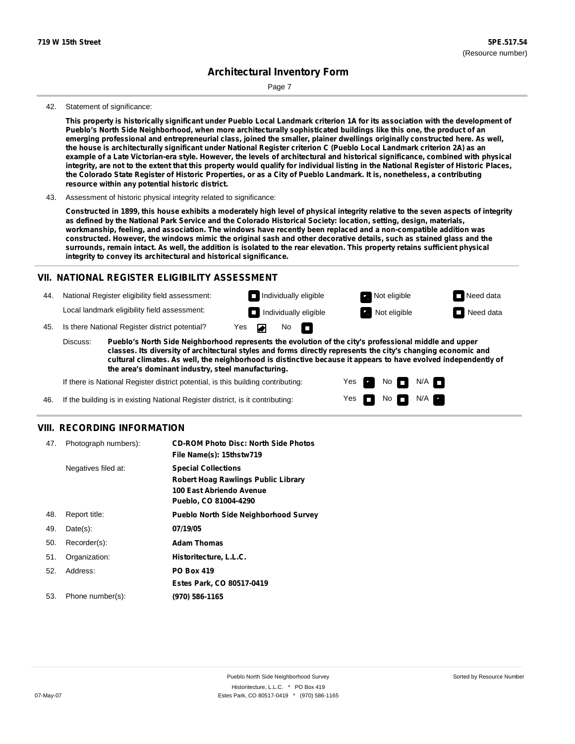719 W 15th Street

**5PE.517.54**
(Resource number)

# Architectural Inventory Form

42. Statement of significance:

**This property is historically significant under Pueblo Local Landmark criterion 1A for its association with the development of Pueblo's North Side Neighborhood, when more architecturally sophisticated buildings like this one, the product of an emerging professional and entrepreneurial class, joined the smaller, plainer dwellings originally constructed here. As well, the house is architecturally significant under National Register criterion C (Pueblo Local Landmark criterion 2A) as an example of a Late Victorian-era style. However, the levels of architectural and historical significance, combined with physical integrity, are not to the extent that this property would qualify for individual listing in the National Register of Historic Places, the Colorado State Register of Historic Properties, or as a City of Pueblo Landmark. It is, nonetheless, a contributing resource within any potential historic district.**

43. Assessment of historic physical integrity related to significance:

**Constructed in 1899, this house exhibits a moderately high level of physical integrity relative to the seven aspects of integrity as defined by the National Park Service and the Colorado Historical Society: location, setting, design, materials, workmanship, feeling, and association. The windows have recently been replaced and a non-compatible addition was constructed. However, the windows mimic the original sash and other decorative details, such as stained glass and the surrounds, remain intact. As well, the addition is isolated to the rear elevation. This property retains sufficient physical integrity to convey its architectural and historical significance.**

## VII. NATIONAL REGISTER ELIGIBILITY ASSESSMENT

44. National Register eligibility field assessment: ☐ Individually eligible ☒ Not eligible ☐ Need data

Local landmark eligibility field assessment: ☐ Individually eligible ☒ Not eligible ☐ Need data

45. Is there National Register district potential? Yes ☒ No ☐

Discuss: **Pueblo's North Side Neighborhood represents the evolution of the city's professional middle and upper classes. Its diversity of architectural styles and forms directly represents the city's changing economic and cultural climates. As well, the neighborhood is distinctive because it appears to have evolved independently of the area's dominant industry, steel manufacturing.**

If there is National Register district potential, is this building contributing: Yes ☒ No ☐ N/A ☐

46. If the building is in existing National Register district, is it contributing: Yes ☐ No ☐ N/A ☒

## VIII. RECORDING INFORMATION

| | | |
|---|---|---|
| 47. | Photograph numbers): | **CD-ROM Photo Disc: North Side Photos**<br>**File Name(s): 15thstw719** |
| | Negatives filed at: | **Special Collections**<br>**Robert Hoag Rawlings Public Library**<br>**100 East Abriendo Avenue**<br>**Pueblo, CO 81004-4290** |
| 48. | Report title: | **Pueblo North Side Neighborhood Survey** |
| 49. | Date(s): | **07/19/05** |
| 50. | Recorder(s): | **Adam Thomas** |
| 51. | Organization: | **Historitecture, L.L.C.** |
| 52. | Address: | **PO Box 419**<br>**Estes Park, CO 80517-0419** |
| 53. | Phone number(s): | **(970) 586-1165** |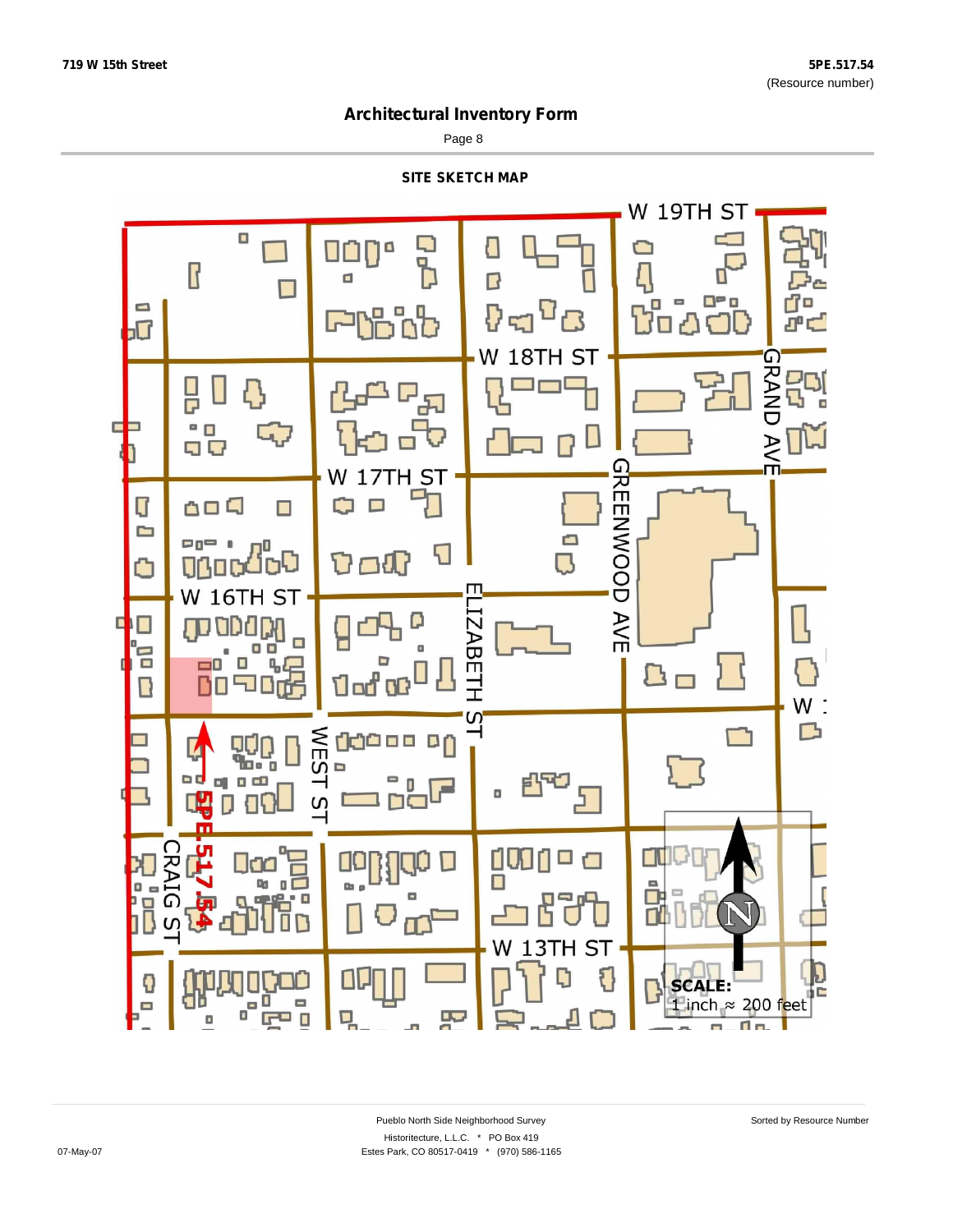# Architectural Inventory Form

## SITE SKETCH MAP

W 19TH ST

W 18TH ST

W 17TH ST

W 16TH ST

WEST ST

ELIZABETH ST

GREENWOOD AVE

GRAND AVE

W 13TH ST

CRAIG ST

5PE.517.54

N

**SCALE:**
1 inch ≈ 200 feet

Pueblo North Side Neighborhood Survey

Historitecture, L.L.C. * PO Box 419

Estes Park, CO 80517-0419 * (970) 586-1165

Sorted by Resource Number

07-May-07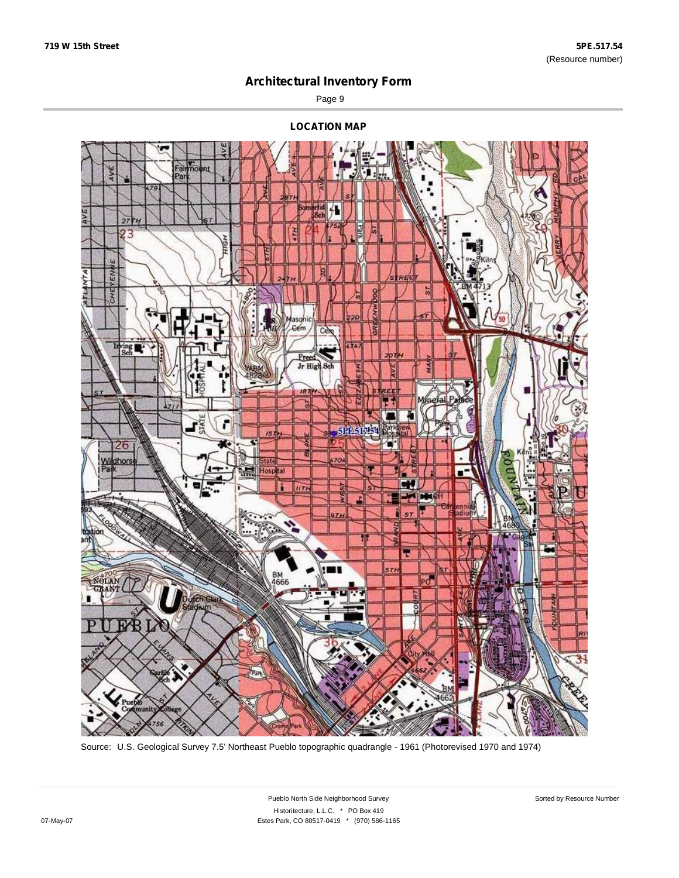## LOCATION MAP

Source: U.S. Geological Survey 7.5' Northeast Pueblo topographic quadrangle - 1961 (Photorevised 1970 and 1974)